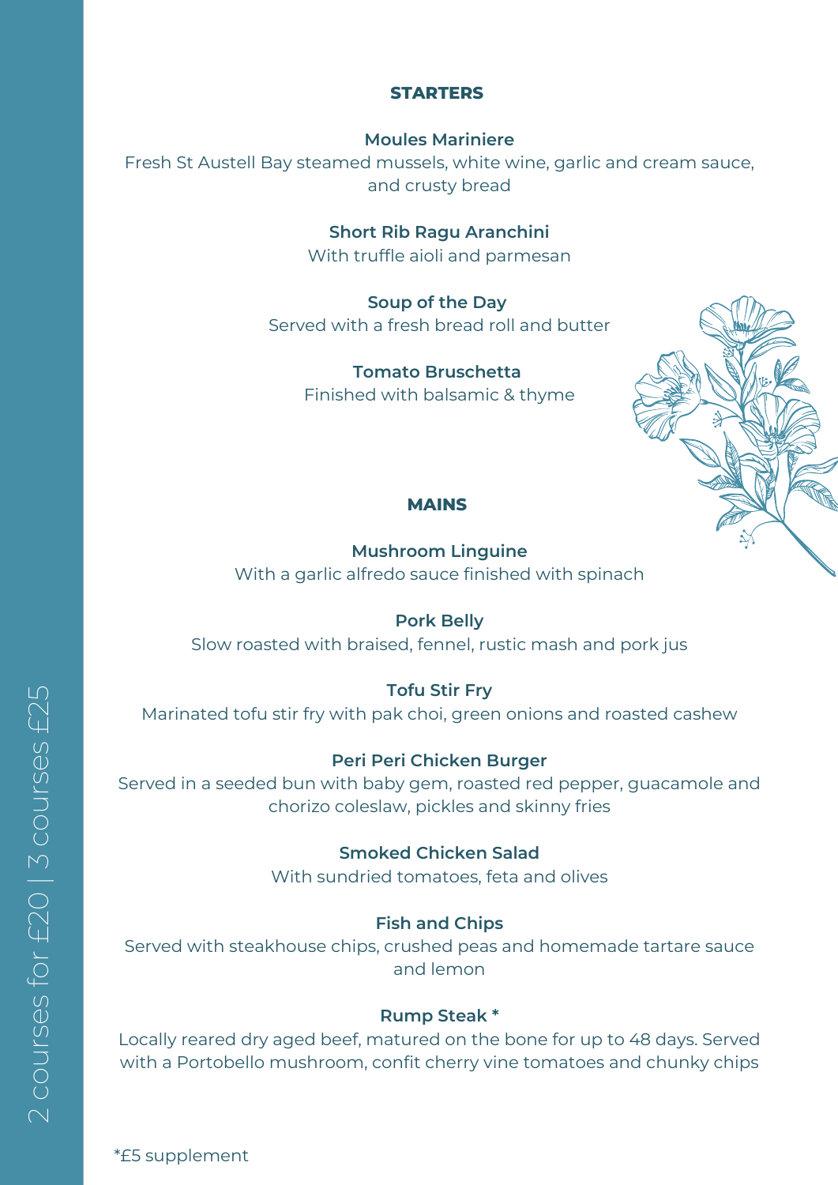2 courses for £20 | 3 courses £25

## STARTERS

**Moules Mariniere**
Fresh St Austell Bay steamed mussels, white wine, garlic and cream sauce, and crusty bread

**Short Rib Ragu Aranchini**
With truffle aioli and parmesan

**Soup of the Day**
Served with a fresh bread roll and butter

**Tomato Bruschetta**
Finished with balsamic & thyme

## MAINS

**Mushroom Linguine**
With a garlic alfredo sauce finished with spinach

**Pork Belly**
Slow roasted with braised, fennel, rustic mash and pork jus

**Tofu Stir Fry**
Marinated tofu stir fry with pak choi, green onions and roasted cashew

**Peri Peri Chicken Burger**
Served in a seeded bun with baby gem, roasted red pepper, guacamole and chorizo coleslaw, pickles and skinny fries

**Smoked Chicken Salad**
With sundried tomatoes, feta and olives

**Fish and Chips**
Served with steakhouse chips, crushed peas and homemade tartare sauce and lemon

**Rump Steak ***
Locally reared dry aged beef, matured on the bone for up to 48 days. Served with a Portobello mushroom, confit cherry vine tomatoes and chunky chips

*£5 supplement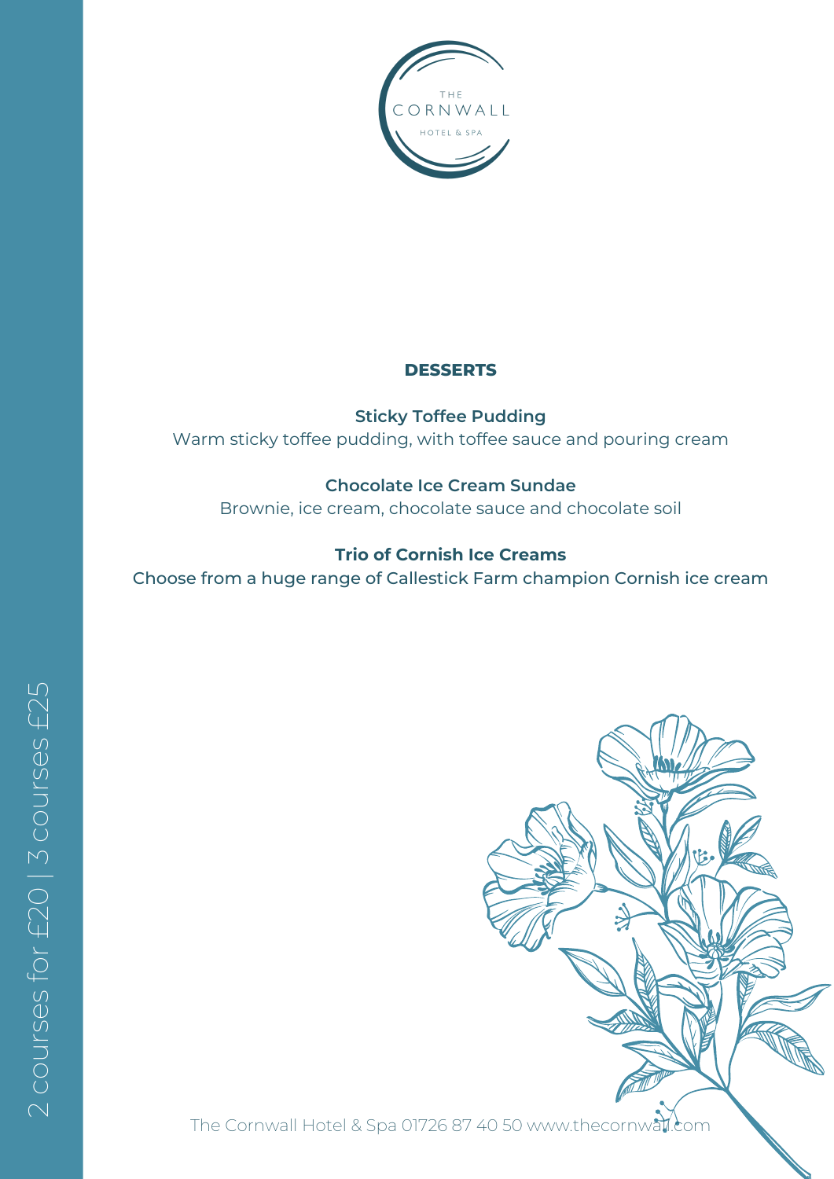THE CORNWALL HOTEL & SPA

## DESSERTS

**Sticky Toffee Pudding**
Warm sticky toffee pudding, with toffee sauce and pouring cream

**Chocolate Ice Cream Sundae**
Brownie, ice cream, chocolate sauce and chocolate soil

**Trio of Cornish Ice Creams**
Choose from a huge range of Callestick Farm champion Cornish ice cream

2 courses for £20 | 3 courses £25

The Cornwall Hotel & Spa 01726 87 40 50 www.thecornwall.com